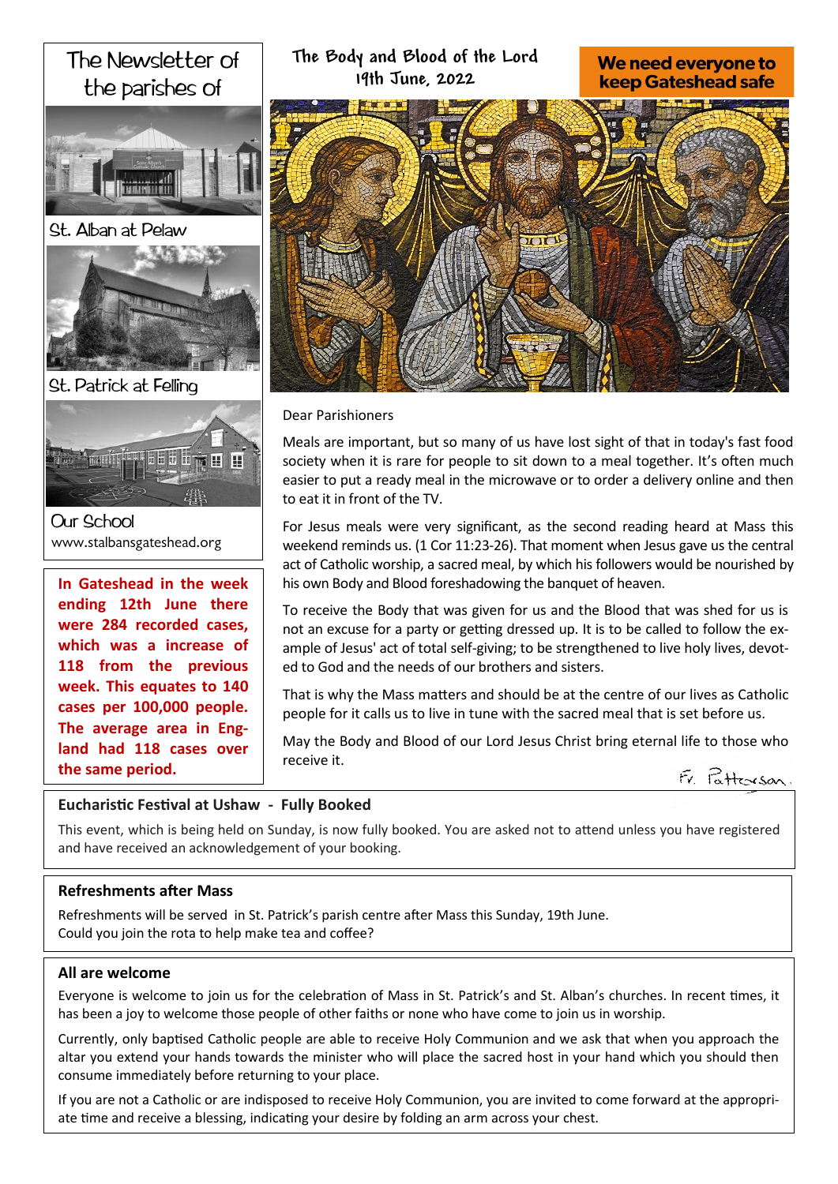# The Newsletter of the parishes of

St. Alban at Pelaw

St. Patrick at Felling

Our School

www.stalbansgateshead.org

**In Gateshead in the week ending 12th June there were 284 recorded cases, which was a increase of 118 from the previous week. This equates to 140 cases per 100,000 people. The average area in England had 118 cases over the same period.**

## The Body and Blood of the Lord

19th June, 2022

**We need everyone to keep Gateshead safe**

Dear Parishioners

Meals are important, but so many of us have lost sight of that in today's fast food society when it is rare for people to sit down to a meal together. It's often much easier to put a ready meal in the microwave or to order a delivery online and then to eat it in front of the TV.

For Jesus meals were very significant, as the second reading heard at Mass this weekend reminds us. (1 Cor 11:23-26). That moment when Jesus gave us the central act of Catholic worship, a sacred meal, by which his followers would be nourished by his own Body and Blood foreshadowing the banquet of heaven.

To receive the Body that was given for us and the Blood that was shed for us is not an excuse for a party or getting dressed up. It is to be called to follow the example of Jesus' act of total self-giving; to be strengthened to live holy lives, devoted to God and the needs of our brothers and sisters.

That is why the Mass matters and should be at the centre of our lives as Catholic people for it calls us to live in tune with the sacred meal that is set before us.

May the Body and Blood of our Lord Jesus Christ bring eternal life to those who receive it.

Fr. Patterson.

### Eucharistic Festival at Ushaw - Fully Booked

This event, which is being held on Sunday, is now fully booked. You are asked not to attend unless you have registered and have received an acknowledgement of your booking.

### Refreshments after Mass

Refreshments will be served in St. Patrick's parish centre after Mass this Sunday, 19th June.
Could you join the rota to help make tea and coffee?

### All are welcome

Everyone is welcome to join us for the celebration of Mass in St. Patrick's and St. Alban's churches. In recent times, it has been a joy to welcome those people of other faiths or none who have come to join us in worship.

Currently, only baptised Catholic people are able to receive Holy Communion and we ask that when you approach the altar you extend your hands towards the minister who will place the sacred host in your hand which you should then consume immediately before returning to your place.

If you are not a Catholic or are indisposed to receive Holy Communion, you are invited to come forward at the appropriate time and receive a blessing, indicating your desire by folding an arm across your chest.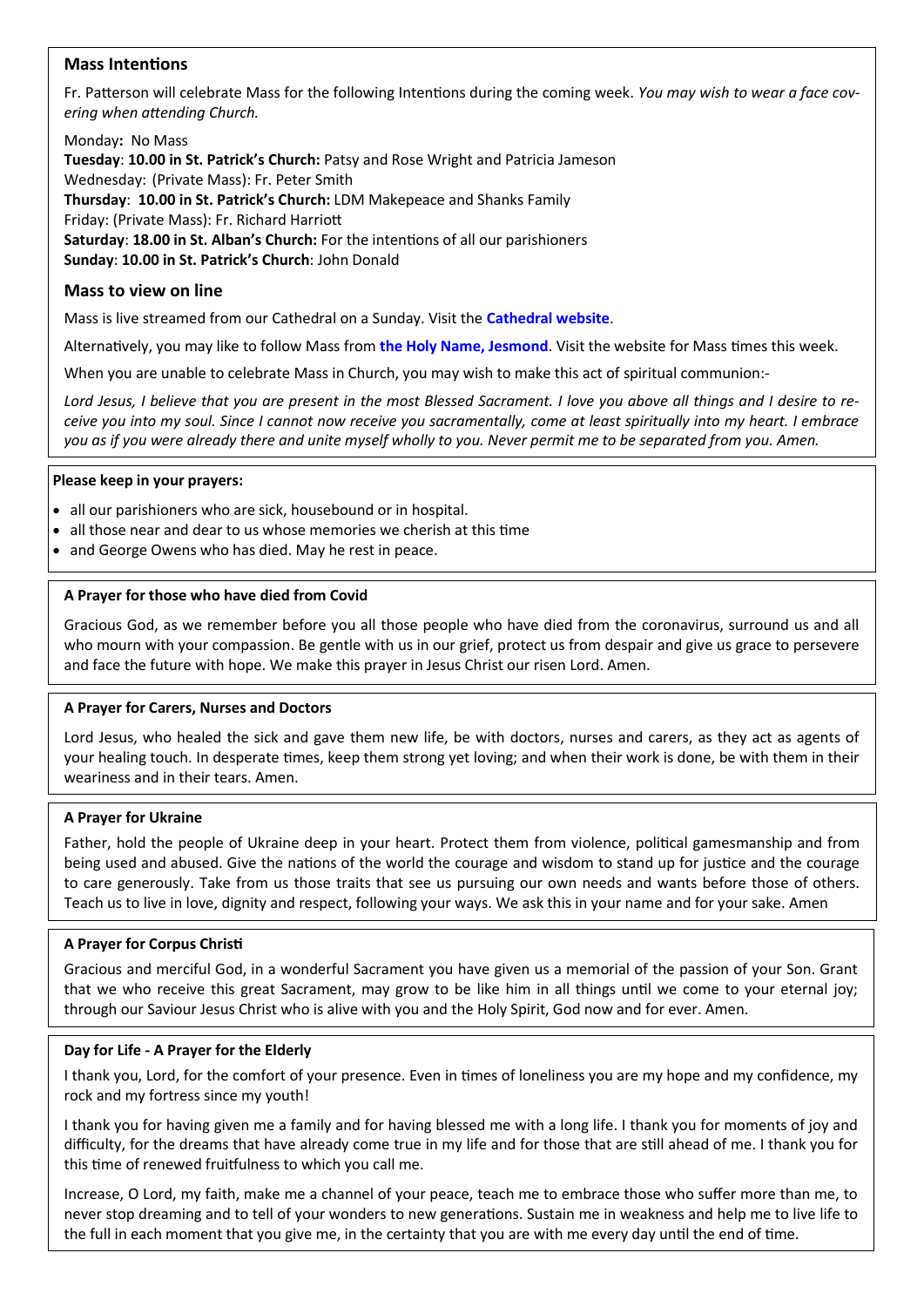## Mass Intentions

Fr. Patterson will celebrate Mass for the following Intentions during the coming week. *You may wish to wear a face covering when attending Church.*

Monday**:** No Mass
**Tuesday**: **10.00 in St. Patrick's Church:** Patsy and Rose Wright and Patricia Jameson
Wednesday: (Private Mass): Fr. Peter Smith
**Thursday**: **10.00 in St. Patrick's Church:** LDM Makepeace and Shanks Family
Friday: (Private Mass): Fr. Richard Harriott
**Saturday**: **18.00 in St. Alban's Church:** For the intentions of all our parishioners
**Sunday**: **10.00 in St. Patrick's Church**: John Donald

## Mass to view on line

Mass is live streamed from our Cathedral on a Sunday. Visit the **Cathedral website**.

Alternatively, you may like to follow Mass from **the Holy Name, Jesmond**. Visit the website for Mass times this week.

When you are unable to celebrate Mass in Church, you may wish to make this act of spiritual communion:-

*Lord Jesus, I believe that you are present in the most Blessed Sacrament. I love you above all things and I desire to receive you into my soul. Since I cannot now receive you sacramentally, come at least spiritually into my heart. I embrace you as if you were already there and unite myself wholly to you. Never permit me to be separated from you. Amen.*

**Please keep in your prayers:**

- all our parishioners who are sick, housebound or in hospital.
- all those near and dear to us whose memories we cherish at this time
- and George Owens who has died. May he rest in peace.

### A Prayer for those who have died from Covid

Gracious God, as we remember before you all those people who have died from the coronavirus, surround us and all who mourn with your compassion. Be gentle with us in our grief, protect us from despair and give us grace to persevere and face the future with hope. We make this prayer in Jesus Christ our risen Lord. Amen.

### A Prayer for Carers, Nurses and Doctors

Lord Jesus, who healed the sick and gave them new life, be with doctors, nurses and carers, as they act as agents of your healing touch. In desperate times, keep them strong yet loving; and when their work is done, be with them in their weariness and in their tears. Amen.

### A Prayer for Ukraine

Father, hold the people of Ukraine deep in your heart. Protect them from violence, political gamesmanship and from being used and abused. Give the nations of the world the courage and wisdom to stand up for justice and the courage to care generously. Take from us those traits that see us pursuing our own needs and wants before those of others. Teach us to live in love, dignity and respect, following your ways. We ask this in your name and for your sake. Amen

### A Prayer for Corpus Christi

Gracious and merciful God, in a wonderful Sacrament you have given us a memorial of the passion of your Son. Grant that we who receive this great Sacrament, may grow to be like him in all things until we come to your eternal joy; through our Saviour Jesus Christ who is alive with you and the Holy Spirit, God now and for ever. Amen.

### Day for Life - A Prayer for the Elderly

I thank you, Lord, for the comfort of your presence. Even in times of loneliness you are my hope and my confidence, my rock and my fortress since my youth!

I thank you for having given me a family and for having blessed me with a long life. I thank you for moments of joy and difficulty, for the dreams that have already come true in my life and for those that are still ahead of me. I thank you for this time of renewed fruitfulness to which you call me.

Increase, O Lord, my faith, make me a channel of your peace, teach me to embrace those who suffer more than me, to never stop dreaming and to tell of your wonders to new generations. Sustain me in weakness and help me to live life to the full in each moment that you give me, in the certainty that you are with me every day until the end of time.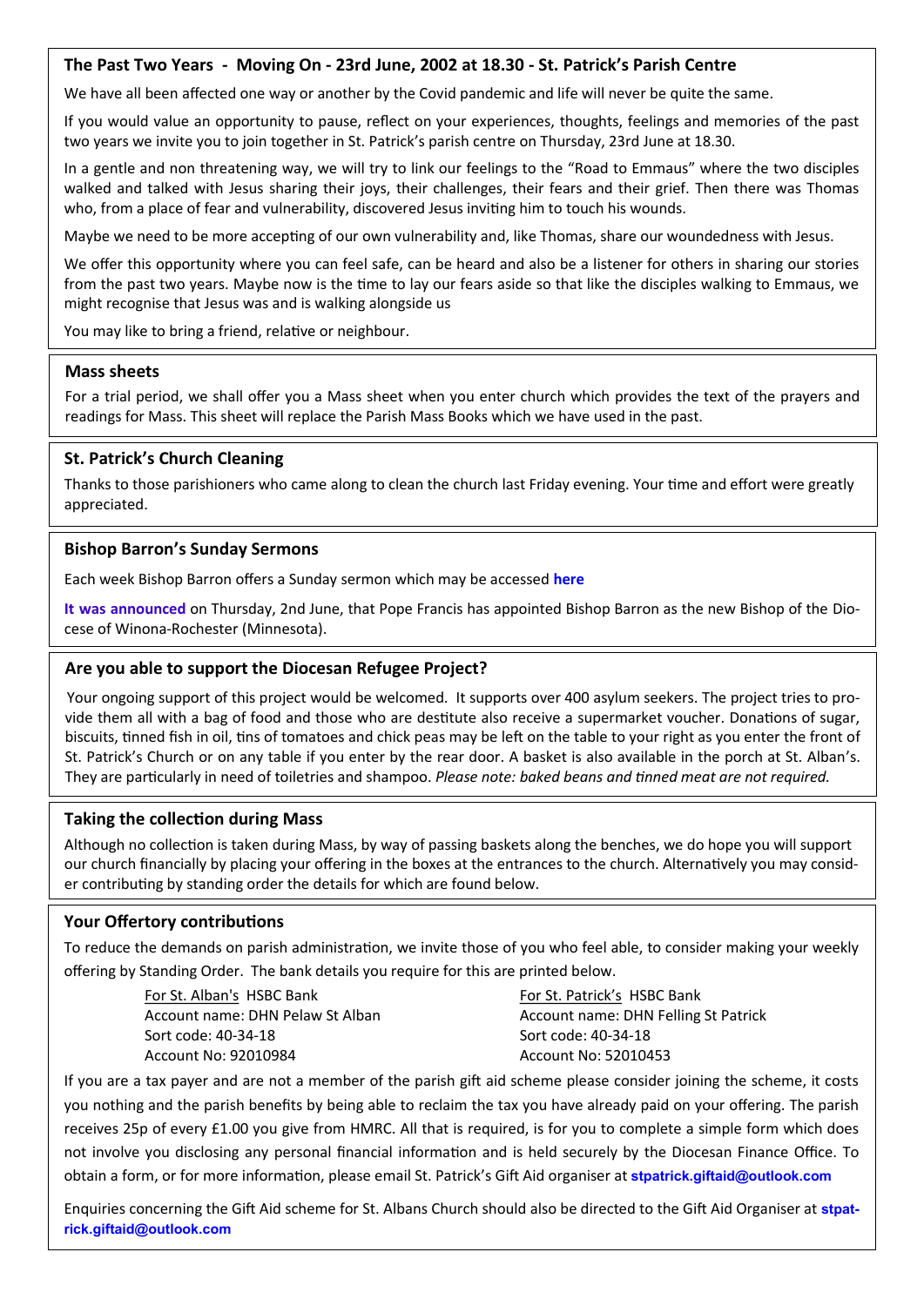## The Past Two Years - Moving On - 23rd June, 2002 at 18.30 - St. Patrick's Parish Centre

We have all been affected one way or another by the Covid pandemic and life will never be quite the same.

If you would value an opportunity to pause, reflect on your experiences, thoughts, feelings and memories of the past two years we invite you to join together in St. Patrick's parish centre on Thursday, 23rd June at 18.30.

In a gentle and non threatening way, we will try to link our feelings to the "Road to Emmaus" where the two disciples walked and talked with Jesus sharing their joys, their challenges, their fears and their grief. Then there was Thomas who, from a place of fear and vulnerability, discovered Jesus inviting him to touch his wounds.

Maybe we need to be more accepting of our own vulnerability and, like Thomas, share our woundedness with Jesus.

We offer this opportunity where you can feel safe, can be heard and also be a listener for others in sharing our stories from the past two years. Maybe now is the time to lay our fears aside so that like the disciples walking to Emmaus, we might recognise that Jesus was and is walking alongside us

You may like to bring a friend, relative or neighbour.

## Mass sheets

For a trial period, we shall offer you a Mass sheet when you enter church which provides the text of the prayers and readings for Mass. This sheet will replace the Parish Mass Books which we have used in the past.

## St. Patrick's Church Cleaning

Thanks to those parishioners who came along to clean the church last Friday evening. Your time and effort were greatly appreciated.

## Bishop Barron's Sunday Sermons

Each week Bishop Barron offers a Sunday sermon which may be accessed **here**

**It was announced** on Thursday, 2nd June, that Pope Francis has appointed Bishop Barron as the new Bishop of the Diocese of Winona-Rochester (Minnesota).

## Are you able to support the Diocesan Refugee Project?

Your ongoing support of this project would be welcomed. It supports over 400 asylum seekers. The project tries to provide them all with a bag of food and those who are destitute also receive a supermarket voucher. Donations of sugar, biscuits, tinned fish in oil, tins of tomatoes and chick peas may be left on the table to your right as you enter the front of St. Patrick's Church or on any table if you enter by the rear door. A basket is also available in the porch at St. Alban's. They are particularly in need of toiletries and shampoo. *Please note: baked beans and tinned meat are not required.*

## Taking the collection during Mass

Although no collection is taken during Mass, by way of passing baskets along the benches, we do hope you will support our church financially by placing your offering in the boxes at the entrances to the church. Alternatively you may consider contributing by standing order the details for which are found below.

## Your Offertory contributions

To reduce the demands on parish administration, we invite those of you who feel able, to consider making your weekly offering by Standing Order. The bank details you require for this are printed below.

For St. Alban's HSBC Bank
Account name: DHN Pelaw St Alban
Sort code: 40-34-18
Account No: 92010984

For St. Patrick's HSBC Bank
Account name: DHN Felling St Patrick
Sort code: 40-34-18
Account No: 52010453

If you are a tax payer and are not a member of the parish gift aid scheme please consider joining the scheme, it costs you nothing and the parish benefits by being able to reclaim the tax you have already paid on your offering. The parish receives 25p of every £1.00 you give from HMRC. All that is required, is for you to complete a simple form which does not involve you disclosing any personal financial information and is held securely by the Diocesan Finance Office. To obtain a form, or for more information, please email St. Patrick's Gift Aid organiser at **stpatrick.giftaid@outlook.com**

Enquiries concerning the Gift Aid scheme for St. Albans Church should also be directed to the Gift Aid Organiser at **stpatrick.giftaid@outlook.com**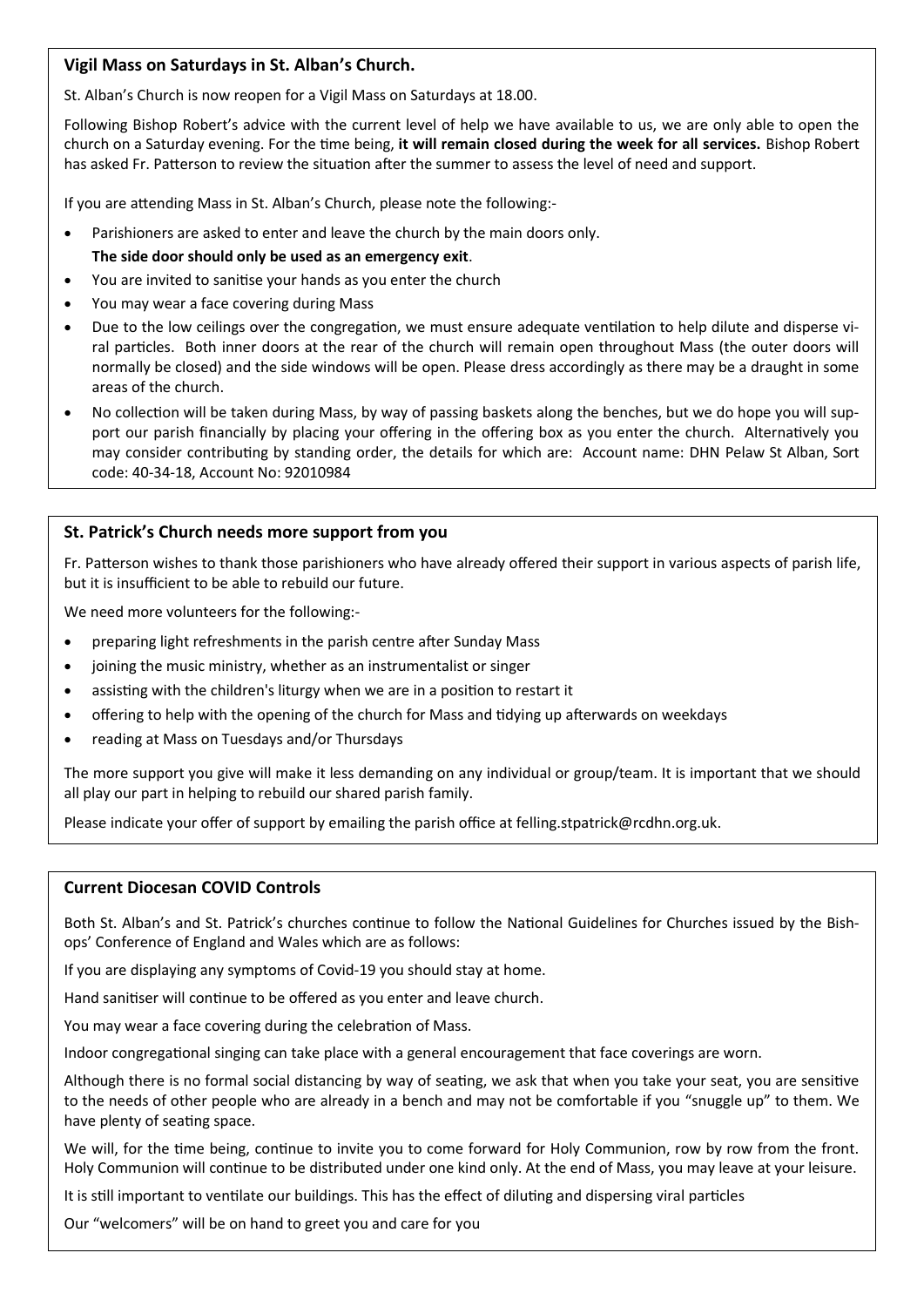## Vigil Mass on Saturdays in St. Alban's Church.

St. Alban's Church is now reopen for a Vigil Mass on Saturdays at 18.00.

Following Bishop Robert's advice with the current level of help we have available to us, we are only able to open the church on a Saturday evening. For the time being, **it will remain closed during the week for all services.** Bishop Robert has asked Fr. Patterson to review the situation after the summer to assess the level of need and support.

If you are attending Mass in St. Alban's Church, please note the following:-

- Parishioners are asked to enter and leave the church by the main doors only.
  **The side door should only be used as an emergency exit**.
- You are invited to sanitise your hands as you enter the church
- You may wear a face covering during Mass
- Due to the low ceilings over the congregation, we must ensure adequate ventilation to help dilute and disperse viral particles. Both inner doors at the rear of the church will remain open throughout Mass (the outer doors will normally be closed) and the side windows will be open. Please dress accordingly as there may be a draught in some areas of the church.
- No collection will be taken during Mass, by way of passing baskets along the benches, but we do hope you will support our parish financially by placing your offering in the offering box as you enter the church. Alternatively you may consider contributing by standing order, the details for which are: Account name: DHN Pelaw St Alban, Sort code: 40-34-18, Account No: 92010984

## St. Patrick's Church needs more support from you

Fr. Patterson wishes to thank those parishioners who have already offered their support in various aspects of parish life, but it is insufficient to be able to rebuild our future.

We need more volunteers for the following:-

- preparing light refreshments in the parish centre after Sunday Mass
- joining the music ministry, whether as an instrumentalist or singer
- assisting with the children's liturgy when we are in a position to restart it
- offering to help with the opening of the church for Mass and tidying up afterwards on weekdays
- reading at Mass on Tuesdays and/or Thursdays

The more support you give will make it less demanding on any individual or group/team. It is important that we should all play our part in helping to rebuild our shared parish family.

Please indicate your offer of support by emailing the parish office at felling.stpatrick@rcdhn.org.uk.

## Current Diocesan COVID Controls

Both St. Alban's and St. Patrick's churches continue to follow the National Guidelines for Churches issued by the Bishops' Conference of England and Wales which are as follows:

If you are displaying any symptoms of Covid-19 you should stay at home.

Hand sanitiser will continue to be offered as you enter and leave church.

You may wear a face covering during the celebration of Mass.

Indoor congregational singing can take place with a general encouragement that face coverings are worn.

Although there is no formal social distancing by way of seating, we ask that when you take your seat, you are sensitive to the needs of other people who are already in a bench and may not be comfortable if you "snuggle up" to them. We have plenty of seating space.

We will, for the time being, continue to invite you to come forward for Holy Communion, row by row from the front. Holy Communion will continue to be distributed under one kind only. At the end of Mass, you may leave at your leisure.

It is still important to ventilate our buildings. This has the effect of diluting and dispersing viral particles

Our "welcomers" will be on hand to greet you and care for you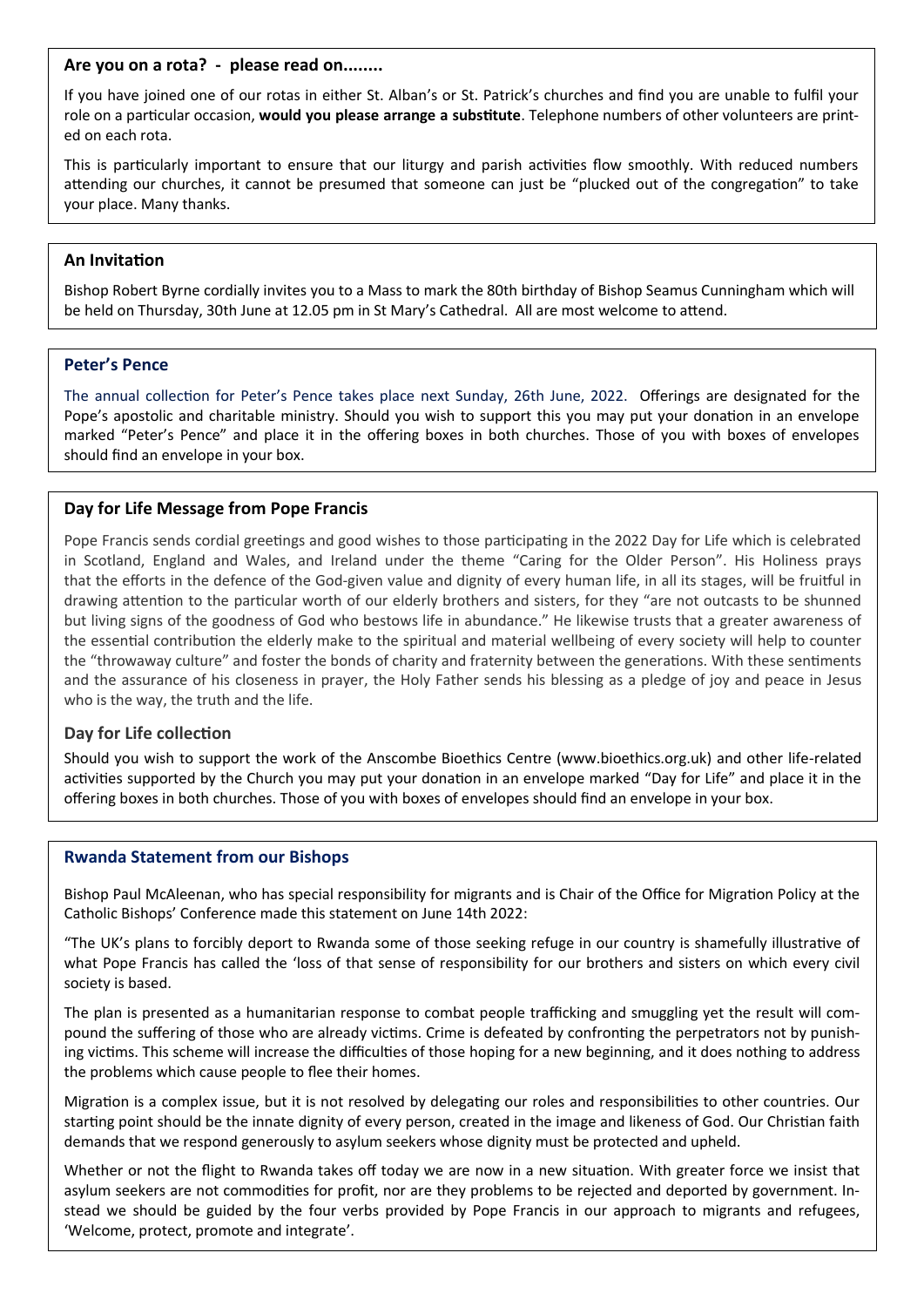## Are you on a rota? - please read on........

If you have joined one of our rotas in either St. Alban's or St. Patrick's churches and find you are unable to fulfil your role on a particular occasion, **would you please arrange a substitute**. Telephone numbers of other volunteers are printed on each rota.

This is particularly important to ensure that our liturgy and parish activities flow smoothly. With reduced numbers attending our churches, it cannot be presumed that someone can just be "plucked out of the congregation" to take your place. Many thanks.

## An Invitation

Bishop Robert Byrne cordially invites you to a Mass to mark the 80th birthday of Bishop Seamus Cunningham which will be held on Thursday, 30th June at 12.05 pm in St Mary's Cathedral. All are most welcome to attend.

## Peter's Pence

The annual collection for Peter's Pence takes place next Sunday, 26th June, 2022. Offerings are designated for the Pope's apostolic and charitable ministry. Should you wish to support this you may put your donation in an envelope marked "Peter's Pence" and place it in the offering boxes in both churches. Those of you with boxes of envelopes should find an envelope in your box.

## Day for Life Message from Pope Francis

Pope Francis sends cordial greetings and good wishes to those participating in the 2022 Day for Life which is celebrated in Scotland, England and Wales, and Ireland under the theme "Caring for the Older Person". His Holiness prays that the efforts in the defence of the God-given value and dignity of every human life, in all its stages, will be fruitful in drawing attention to the particular worth of our elderly brothers and sisters, for they "are not outcasts to be shunned but living signs of the goodness of God who bestows life in abundance." He likewise trusts that a greater awareness of the essential contribution the elderly make to the spiritual and material wellbeing of every society will help to counter the "throwaway culture" and foster the bonds of charity and fraternity between the generations. With these sentiments and the assurance of his closeness in prayer, the Holy Father sends his blessing as a pledge of joy and peace in Jesus who is the way, the truth and the life.

### Day for Life collection

Should you wish to support the work of the Anscombe Bioethics Centre (www.bioethics.org.uk) and other life-related activities supported by the Church you may put your donation in an envelope marked "Day for Life" and place it in the offering boxes in both churches. Those of you with boxes of envelopes should find an envelope in your box.

## Rwanda Statement from our Bishops

Bishop Paul McAleenan, who has special responsibility for migrants and is Chair of the Office for Migration Policy at the Catholic Bishops' Conference made this statement on June 14th 2022:

"The UK's plans to forcibly deport to Rwanda some of those seeking refuge in our country is shamefully illustrative of what Pope Francis has called the 'loss of that sense of responsibility for our brothers and sisters on which every civil society is based.

The plan is presented as a humanitarian response to combat people trafficking and smuggling yet the result will compound the suffering of those who are already victims. Crime is defeated by confronting the perpetrators not by punishing victims. This scheme will increase the difficulties of those hoping for a new beginning, and it does nothing to address the problems which cause people to flee their homes.

Migration is a complex issue, but it is not resolved by delegating our roles and responsibilities to other countries. Our starting point should be the innate dignity of every person, created in the image and likeness of God. Our Christian faith demands that we respond generously to asylum seekers whose dignity must be protected and upheld.

Whether or not the flight to Rwanda takes off today we are now in a new situation. With greater force we insist that asylum seekers are not commodities for profit, nor are they problems to be rejected and deported by government. Instead we should be guided by the four verbs provided by Pope Francis in our approach to migrants and refugees, 'Welcome, protect, promote and integrate'.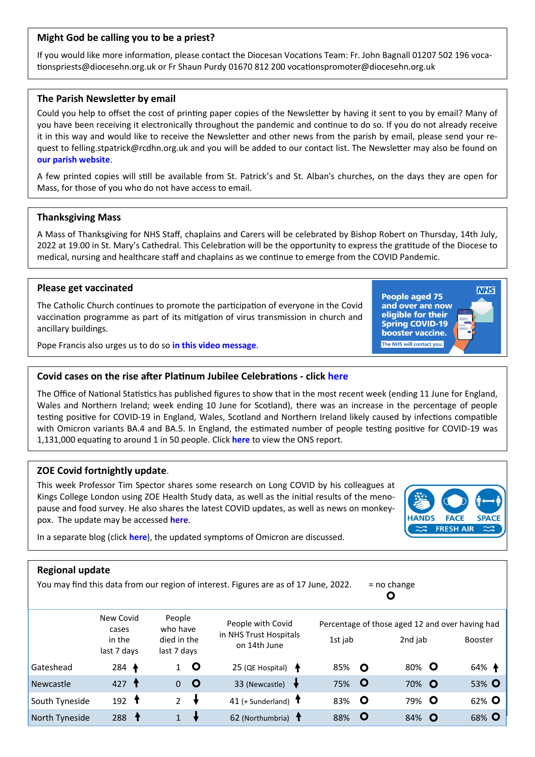## Might God be calling you to be a priest?

If you would like more information, please contact the Diocesan Vocations Team: Fr. John Bagnall 01207 502 196 vocationspriests@diocesehn.org.uk or Fr Shaun Purdy 01670 812 200 vocationspromoter@diocesehn.org.uk

## The Parish Newsletter by email

Could you help to offset the cost of printing paper copies of the Newsletter by having it sent to you by email? Many of you have been receiving it electronically throughout the pandemic and continue to do so. If you do not already receive it in this way and would like to receive the Newsletter and other news from the parish by email, please send your request to felling.stpatrick@rcdhn.org.uk and you will be added to our contact list. The Newsletter may also be found on **our parish website**.

A few printed copies will still be available from St. Patrick's and St. Alban's churches, on the days they are open for Mass, for those of you who do not have access to email.

## Thanksgiving Mass

A Mass of Thanksgiving for NHS Staff, chaplains and Carers will be celebrated by Bishop Robert on Thursday, 14th July, 2022 at 19.00 in St. Mary's Cathedral. This Celebration will be the opportunity to express the gratitude of the Diocese to medical, nursing and healthcare staff and chaplains as we continue to emerge from the COVID Pandemic.

## Please get vaccinated

The Catholic Church continues to promote the participation of everyone in the Covid vaccination programme as part of its mitigation of virus transmission in church and ancillary buildings.

Pope Francis also urges us to do so **in this video message**.

NHS
People aged 75 and over are now eligible for their Spring COVID-19 booster vaccine.
The NHS will contact you.

## Covid cases on the rise after Platinum Jubilee Celebrations - click here

The Office of National Statistics has published figures to show that in the most recent week (ending 11 June for England, Wales and Northern Ireland; week ending 10 June for Scotland), there was an increase in the percentage of people testing positive for COVID-19 in England, Wales, Scotland and Northern Ireland likely caused by infections compatible with Omicron variants BA.4 and BA.5. In England, the estimated number of people testing positive for COVID-19 was 1,131,000 equating to around 1 in 50 people. Click **here** to view the ONS report.

## ZOE Covid fortnightly update.

This week Professor Tim Spector shares some research on Long COVID by his colleagues at Kings College London using ZOE Health Study data, as well as the initial results of the menopause and food survey. He also shares the latest COVID updates, as well as news on monkeypox. The update may be accessed **here**.

In a separate blog (click **here**), the updated symptoms of Omicron are discussed.

HANDS FACE SPACE
FRESH AIR

## Regional update

You may find this data from our region of interest. Figures are as of 17 June, 2022. ○ = no change

| | New Covid cases in the last 7 days | People who have died in the last 7 days | People with Covid in NHS Trust Hospitals on 14th June | Percentage of those aged 12 and over having had 1st jab | 2nd jab | Booster |
|---|---|---|---|---|---|---|
| Gateshead | 284 ↑ | 1 ○ | 25 (QE Hospital) ↑ | 85% ○ | 80% ○ | 64% ↑ |
| Newcastle | 427 ↑ | 0 ○ | 33 (Newcastle) ↓ | 75% ○ | 70% ○ | 53% ○ |
| South Tyneside | 192 ↑ | 2 ↓ | 41 (+ Sunderland) ↑ | 83% ○ | 79% ○ | 62% ○ |
| North Tyneside | 288 ↑ | 1 ↓ | 62 (Northumbria) ↑ | 88% ○ | 84% ○ | 68% ○ |